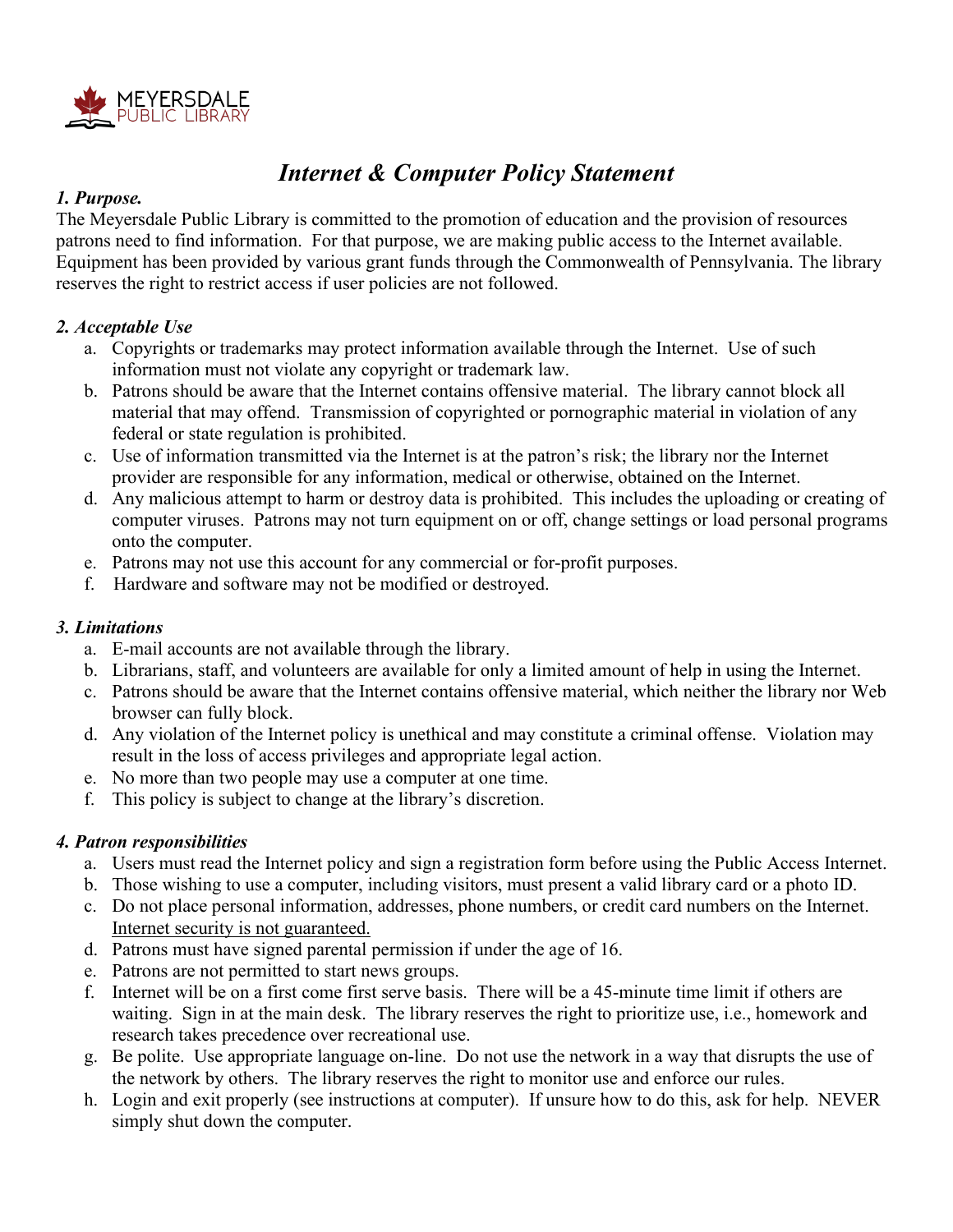MEYERSDALE PUBLIC LIBRARY

# *Internet & Computer Policy Statement*

***1. Purpose.***

The Meyersdale Public Library is committed to the promotion of education and the provision of resources patrons need to find information. For that purpose, we are making public access to the Internet available. Equipment has been provided by various grant funds through the Commonwealth of Pennsylvania. The library reserves the right to restrict access if user policies are not followed.

***2. Acceptable Use***

a. Copyrights or trademarks may protect information available through the Internet. Use of such information must not violate any copyright or trademark law.
b. Patrons should be aware that the Internet contains offensive material. The library cannot block all material that may offend. Transmission of copyrighted or pornographic material in violation of any federal or state regulation is prohibited.
c. Use of information transmitted via the Internet is at the patron's risk; the library nor the Internet provider are responsible for any information, medical or otherwise, obtained on the Internet.
d. Any malicious attempt to harm or destroy data is prohibited. This includes the uploading or creating of computer viruses. Patrons may not turn equipment on or off, change settings or load personal programs onto the computer.
e. Patrons may not use this account for any commercial or for-profit purposes.
f. Hardware and software may not be modified or destroyed.

***3. Limitations***

a. E-mail accounts are not available through the library.
b. Librarians, staff, and volunteers are available for only a limited amount of help in using the Internet.
c. Patrons should be aware that the Internet contains offensive material, which neither the library nor Web browser can fully block.
d. Any violation of the Internet policy is unethical and may constitute a criminal offense. Violation may result in the loss of access privileges and appropriate legal action.
e. No more than two people may use a computer at one time.
f. This policy is subject to change at the library's discretion.

***4. Patron responsibilities***

a. Users must read the Internet policy and sign a registration form before using the Public Access Internet.
b. Those wishing to use a computer, including visitors, must present a valid library card or a photo ID.
c. Do not place personal information, addresses, phone numbers, or credit card numbers on the Internet. <u>Internet security is not guaranteed.</u>
d. Patrons must have signed parental permission if under the age of 16.
e. Patrons are not permitted to start news groups.
f. Internet will be on a first come first serve basis. There will be a 45-minute time limit if others are waiting. Sign in at the main desk. The library reserves the right to prioritize use, i.e., homework and research takes precedence over recreational use.
g. Be polite. Use appropriate language on-line. Do not use the network in a way that disrupts the use of the network by others. The library reserves the right to monitor use and enforce our rules.
h. Login and exit properly (see instructions at computer). If unsure how to do this, ask for help. NEVER simply shut down the computer.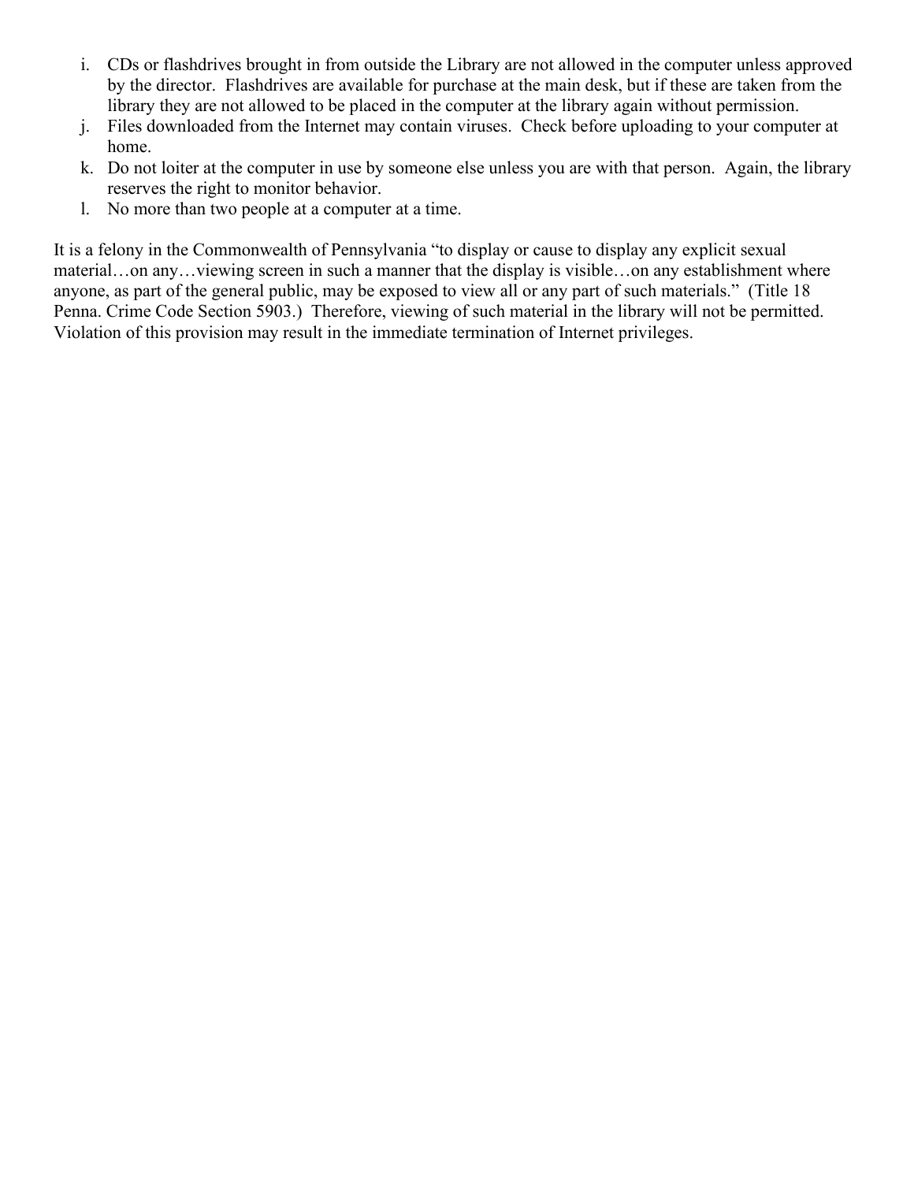i. CDs or flashdrives brought in from outside the Library are not allowed in the computer unless approved by the director. Flashdrives are available for purchase at the main desk, but if these are taken from the library they are not allowed to be placed in the computer at the library again without permission.
j. Files downloaded from the Internet may contain viruses. Check before uploading to your computer at home.
k. Do not loiter at the computer in use by someone else unless you are with that person. Again, the library reserves the right to monitor behavior.
l. No more than two people at a computer at a time.

It is a felony in the Commonwealth of Pennsylvania "to display or cause to display any explicit sexual material…on any…viewing screen in such a manner that the display is visible…on any establishment where anyone, as part of the general public, may be exposed to view all or any part of such materials." (Title 18 Penna. Crime Code Section 5903.) Therefore, viewing of such material in the library will not be permitted. Violation of this provision may result in the immediate termination of Internet privileges.